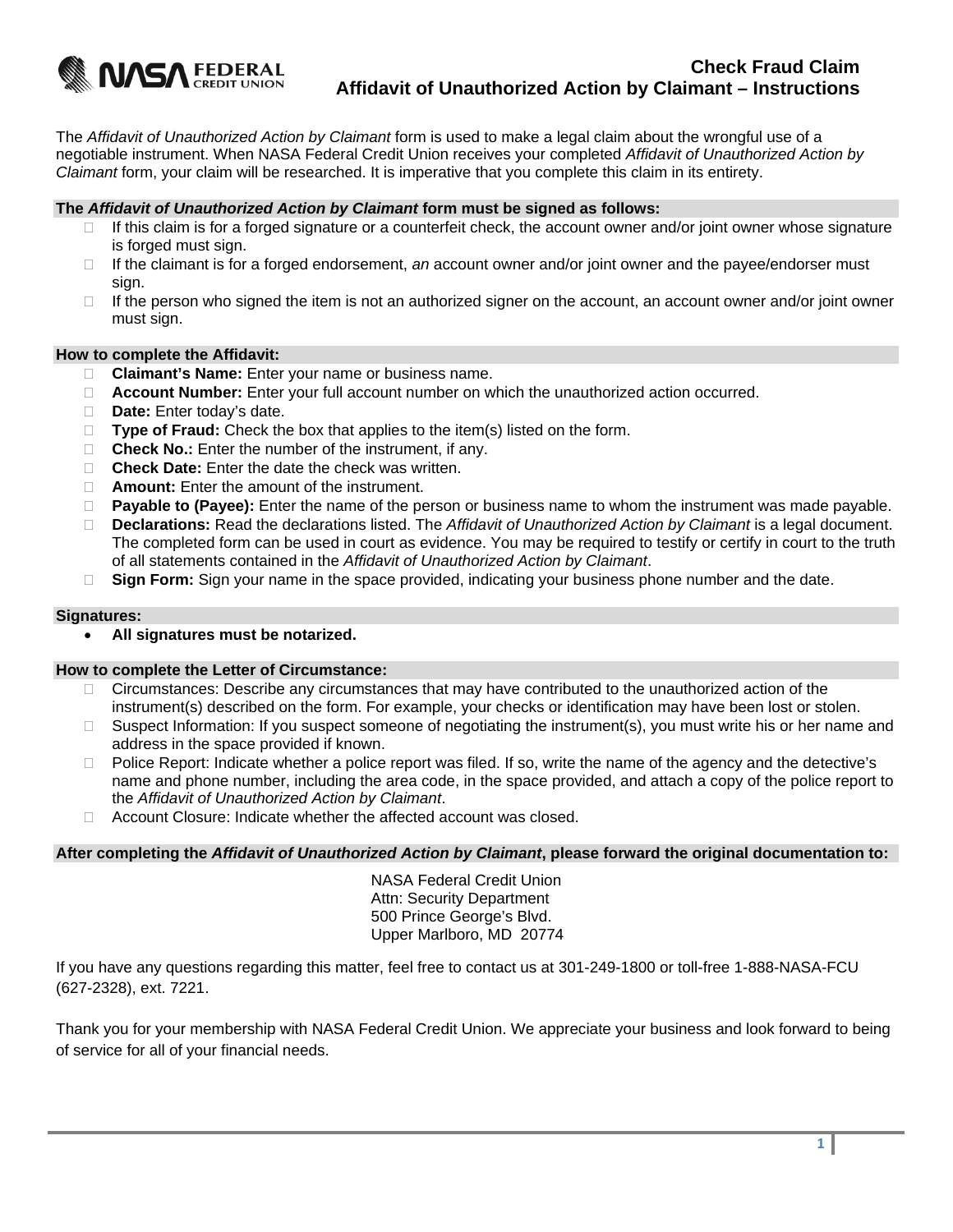NASA FEDERAL CREDIT UNION

# Check Fraud Claim
## Affidavit of Unauthorized Action by Claimant – Instructions

The *Affidavit of Unauthorized Action by Claimant* form is used to make a legal claim about the wrongful use of a negotiable instrument. When NASA Federal Credit Union receives your completed *Affidavit of Unauthorized Action by Claimant* form, your claim will be researched. It is imperative that you complete this claim in its entirety.

### The *Affidavit of Unauthorized Action by Claimant* form must be signed as follows:

- If this claim is for a forged signature or a counterfeit check, the account owner and/or joint owner whose signature is forged must sign.
- If the claimant is for a forged endorsement, *an* account owner and/or joint owner and the payee/endorser must sign.
- If the person who signed the item is not an authorized signer on the account, an account owner and/or joint owner must sign.

### How to complete the Affidavit:

- **Claimant's Name:** Enter your name or business name.
- **Account Number:** Enter your full account number on which the unauthorized action occurred.
- **Date:** Enter today's date.
- **Type of Fraud:** Check the box that applies to the item(s) listed on the form.
- **Check No.:** Enter the number of the instrument, if any.
- **Check Date:** Enter the date the check was written.
- **Amount:** Enter the amount of the instrument.
- **Payable to (Payee):** Enter the name of the person or business name to whom the instrument was made payable.
- **Declarations:** Read the declarations listed. The *Affidavit of Unauthorized Action by Claimant* is a legal document. The completed form can be used in court as evidence. You may be required to testify or certify in court to the truth of all statements contained in the *Affidavit of Unauthorized Action by Claimant*.
- **Sign Form:** Sign your name in the space provided, indicating your business phone number and the date.

### Signatures:

- **All signatures must be notarized.**

### How to complete the Letter of Circumstance:

- Circumstances: Describe any circumstances that may have contributed to the unauthorized action of the instrument(s) described on the form. For example, your checks or identification may have been lost or stolen.
- Suspect Information: If you suspect someone of negotiating the instrument(s), you must write his or her name and address in the space provided if known.
- Police Report: Indicate whether a police report was filed. If so, write the name of the agency and the detective's name and phone number, including the area code, in the space provided, and attach a copy of the police report to the *Affidavit of Unauthorized Action by Claimant*.
- Account Closure: Indicate whether the affected account was closed.

### After completing the *Affidavit of Unauthorized Action by Claimant*, please forward the original documentation to:

NASA Federal Credit Union
Attn: Security Department
500 Prince George's Blvd.
Upper Marlboro, MD 20774

If you have any questions regarding this matter, feel free to contact us at 301-249-1800 or toll-free 1-888-NASA-FCU (627-2328), ext. 7221.

Thank you for your membership with NASA Federal Credit Union. We appreciate your business and look forward to being of service for all of your financial needs.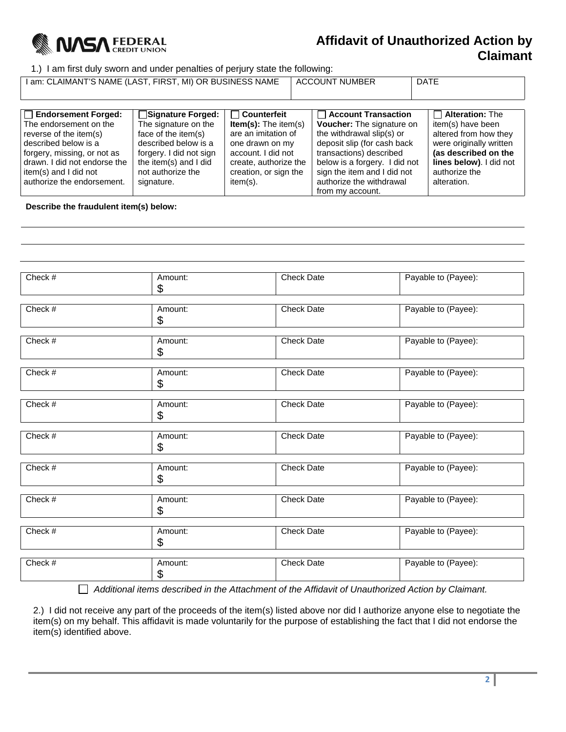**NASA FEDERAL CREDIT UNION**

# Affidavit of Unauthorized Action by Claimant

1.) I am first duly sworn and under penalties of perjury state the following:

| I am: CLAIMANT'S NAME (LAST, FIRST, MI) OR BUSINESS NAME | ACCOUNT NUMBER | DATE |
|---|---|---|
| | | |

| ☐ **Endorsement Forged:** The endorsement on the reverse of the item(s) described below is a forgery, missing, or not as drawn. I did not endorse the item(s) and I did not authorize the endorsement. | ☐ **Signature Forged:** The signature on the face of the item(s) described below is a forgery. I did not sign the item(s) and I did not authorize the signature. | ☐ **Counterfeit Item(s):** The item(s) are an imitation of one drawn on my account. I did not create, authorize the creation, or sign the item(s). | ☐ **Account Transaction Voucher:** The signature on the withdrawal slip(s) or deposit slip (for cash back transactions) described below is a forgery. I did not sign the item and I did not authorize the withdrawal from my account. | ☐ **Alteration:** The item(s) have been altered from how they were originally written **(as described on the lines below)**. I did not authorize the alteration. |
|---|---|---|---|---|

**Describe the fraudulent item(s) below:**

\_\_\_\_\_\_\_\_\_\_\_\_\_\_\_\_\_\_\_\_\_\_\_\_\_\_\_\_\_\_\_\_\_\_\_\_\_\_\_\_\_\_\_\_\_\_\_\_\_\_\_\_\_\_\_\_\_\_\_\_

\_\_\_\_\_\_\_\_\_\_\_\_\_\_\_\_\_\_\_\_\_\_\_\_\_\_\_\_\_\_\_\_\_\_\_\_\_\_\_\_\_\_\_\_\_\_\_\_\_\_\_\_\_\_\_\_\_\_\_\_

\_\_\_\_\_\_\_\_\_\_\_\_\_\_\_\_\_\_\_\_\_\_\_\_\_\_\_\_\_\_\_\_\_\_\_\_\_\_\_\_\_\_\_\_\_\_\_\_\_\_\_\_\_\_\_\_\_\_\_\_

| Check # | Amount: | Check Date | Payable to (Payee): |
|---|---|---|---|
| | $ | | |
| | $ | | |
| | $ | | |
| | $ | | |
| | $ | | |
| | $ | | |
| | $ | | |
| | $ | | |
| | $ | | |
| | $ | | |

☐ *Additional items described in the Attachment of the Affidavit of Unauthorized Action by Claimant.*

2.) I did not receive any part of the proceeds of the item(s) listed above nor did I authorize anyone else to negotiate the item(s) on my behalf. This affidavit is made voluntarily for the purpose of establishing the fact that I did not endorse the item(s) identified above.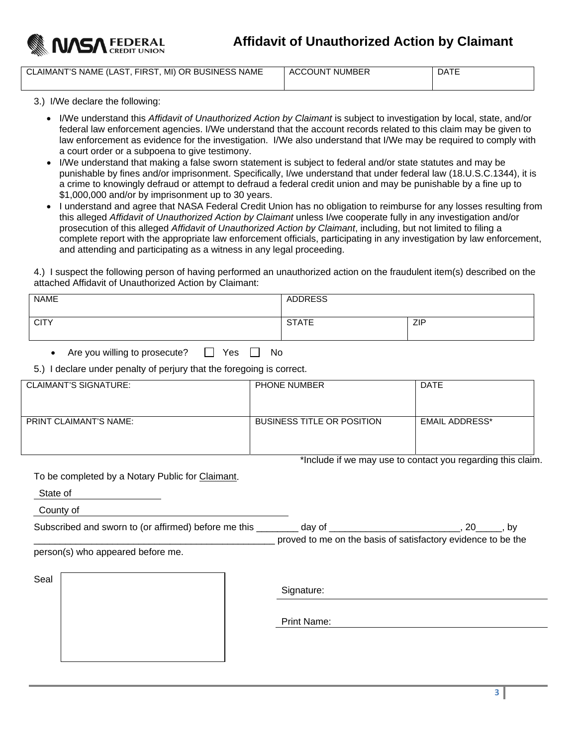# Affidavit of Unauthorized Action by Claimant

| CLAIMANT'S NAME (LAST, FIRST, MI) OR BUSINESS NAME | ACCOUNT NUMBER | DATE |
|---|---|---|
| | | |

3.) I/We declare the following:

- I/We understand this *Affidavit of Unauthorized Action by Claimant* is subject to investigation by local, state, and/or federal law enforcement agencies. I/We understand that the account records related to this claim may be given to law enforcement as evidence for the investigation. I/We also understand that I/We may be required to comply with a court order or a subpoena to give testimony.
- I/We understand that making a false sworn statement is subject to federal and/or state statutes and may be punishable by fines and/or imprisonment. Specifically, I/we understand that under federal law (18.U.S.C.1344), it is a crime to knowingly defraud or attempt to defraud a federal credit union and may be punishable by a fine up to $1,000,000 and/or by imprisonment up to 30 years.
- I understand and agree that NASA Federal Credit Union has no obligation to reimburse for any losses resulting from this alleged *Affidavit of Unauthorized Action by Claimant* unless I/we cooperate fully in any investigation and/or prosecution of this alleged *Affidavit of Unauthorized Action by Claimant*, including, but not limited to filing a complete report with the appropriate law enforcement officials, participating in any investigation by law enforcement, and attending and participating as a witness in any legal proceeding.

4.) I suspect the following person of having performed an unauthorized action on the fraudulent item(s) described on the attached Affidavit of Unauthorized Action by Claimant:

| NAME | ADDRESS | |
|---|---|---|
| CITY | STATE | ZIP |

- Are you willing to prosecute? ☐ Yes ☐ No

5.) I declare under penalty of perjury that the foregoing is correct.

| CLAIMANT'S SIGNATURE: | PHONE NUMBER | DATE |
|---|---|---|
| PRINT CLAIMANT'S NAME: | BUSINESS TITLE OR POSITION | EMAIL ADDRESS* |

*Include if we may use to contact you regarding this claim.

To be completed by a Notary Public for Claimant.

State of ____________________

County of ________________________________________

Subscribed and sworn to (or affirmed) before me this ________ day of _________________________, 20_____, by _______________________________________________ proved to me on the basis of satisfactory evidence to be the person(s) who appeared before me.

Seal

Signature: ________________________________________

Print Name: ________________________________________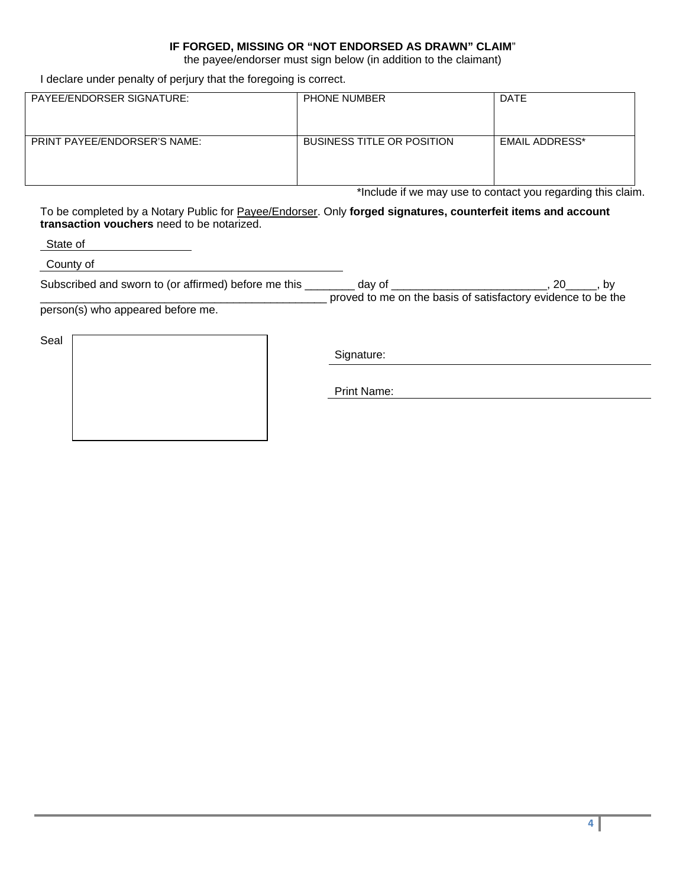**IF FORGED, MISSING OR "NOT ENDORSED AS DRAWN" CLAIM"**

the payee/endorser must sign below (in addition to the claimant)

I declare under penalty of perjury that the foregoing is correct.

| PAYEE/ENDORSER SIGNATURE: | PHONE NUMBER | DATE |
|---|---|---|
| PRINT PAYEE/ENDORSER'S NAME: | BUSINESS TITLE OR POSITION | EMAIL ADDRESS* |

*Include if we may use to contact you regarding this claim.

To be completed by a Notary Public for Payee/Endorser. Only **forged signatures, counterfeit items and account transaction vouchers** need to be notarized.

State of ________________

County of ________________________________________

Subscribed and sworn to (or affirmed) before me this ________ day of _________________________, 20_____, by _______________________________________________ proved to me on the basis of satisfactory evidence to be the person(s) who appeared before me.

Seal

Signature: ________________________________________

Print Name: ________________________________________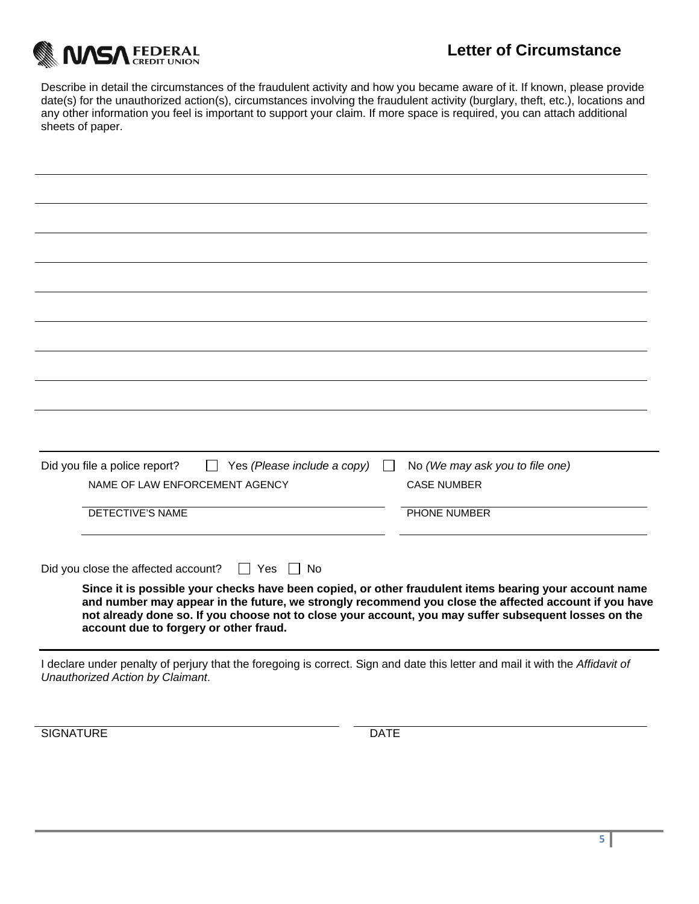NASA FEDERAL CREDIT UNION

# Letter of Circumstance

Describe in detail the circumstances of the fraudulent activity and how you became aware of it. If known, please provide date(s) for the unauthorized action(s), circumstances involving the fraudulent activity (burglary, theft, etc.), locations and any other information you feel is important to support your claim. If more space is required, you can attach additional sheets of paper.

\_\_\_\_\_\_\_\_\_\_\_\_\_\_\_\_\_\_\_\_\_\_\_\_\_\_\_\_\_\_\_\_\_\_\_\_\_\_\_\_\_\_\_\_\_\_\_\_\_\_\_\_\_\_\_\_\_\_\_\_\_\_\_\_\_\_\_\_\_\_\_\_\_\_\_\_

\_\_\_\_\_\_\_\_\_\_\_\_\_\_\_\_\_\_\_\_\_\_\_\_\_\_\_\_\_\_\_\_\_\_\_\_\_\_\_\_\_\_\_\_\_\_\_\_\_\_\_\_\_\_\_\_\_\_\_\_\_\_\_\_\_\_\_\_\_\_\_\_\_\_\_\_

\_\_\_\_\_\_\_\_\_\_\_\_\_\_\_\_\_\_\_\_\_\_\_\_\_\_\_\_\_\_\_\_\_\_\_\_\_\_\_\_\_\_\_\_\_\_\_\_\_\_\_\_\_\_\_\_\_\_\_\_\_\_\_\_\_\_\_\_\_\_\_\_\_\_\_\_

\_\_\_\_\_\_\_\_\_\_\_\_\_\_\_\_\_\_\_\_\_\_\_\_\_\_\_\_\_\_\_\_\_\_\_\_\_\_\_\_\_\_\_\_\_\_\_\_\_\_\_\_\_\_\_\_\_\_\_\_\_\_\_\_\_\_\_\_\_\_\_\_\_\_\_\_

\_\_\_\_\_\_\_\_\_\_\_\_\_\_\_\_\_\_\_\_\_\_\_\_\_\_\_\_\_\_\_\_\_\_\_\_\_\_\_\_\_\_\_\_\_\_\_\_\_\_\_\_\_\_\_\_\_\_\_\_\_\_\_\_\_\_\_\_\_\_\_\_\_\_\_\_

\_\_\_\_\_\_\_\_\_\_\_\_\_\_\_\_\_\_\_\_\_\_\_\_\_\_\_\_\_\_\_\_\_\_\_\_\_\_\_\_\_\_\_\_\_\_\_\_\_\_\_\_\_\_\_\_\_\_\_\_\_\_\_\_\_\_\_\_\_\_\_\_\_\_\_\_

\_\_\_\_\_\_\_\_\_\_\_\_\_\_\_\_\_\_\_\_\_\_\_\_\_\_\_\_\_\_\_\_\_\_\_\_\_\_\_\_\_\_\_\_\_\_\_\_\_\_\_\_\_\_\_\_\_\_\_\_\_\_\_\_\_\_\_\_\_\_\_\_\_\_\_\_

\_\_\_\_\_\_\_\_\_\_\_\_\_\_\_\_\_\_\_\_\_\_\_\_\_\_\_\_\_\_\_\_\_\_\_\_\_\_\_\_\_\_\_\_\_\_\_\_\_\_\_\_\_\_\_\_\_\_\_\_\_\_\_\_\_\_\_\_\_\_\_\_\_\_\_\_

\_\_\_\_\_\_\_\_\_\_\_\_\_\_\_\_\_\_\_\_\_\_\_\_\_\_\_\_\_\_\_\_\_\_\_\_\_\_\_\_\_\_\_\_\_\_\_\_\_\_\_\_\_\_\_\_\_\_\_\_\_\_\_\_\_\_\_\_\_\_\_\_\_\_\_\_

---

Did you file a police report? ☐ Yes *(Please include a copy)* ☐ No *(We may ask you to file one)*

| | |
|---|---|
| NAME OF LAW ENFORCEMENT AGENCY | CASE NUMBER |
| DETECTIVE'S NAME | PHONE NUMBER |

Did you close the affected account? ☐ Yes ☐ No

**Since it is possible your checks have been copied, or other fraudulent items bearing your account name and number may appear in the future, we strongly recommend you close the affected account if you have not already done so. If you choose not to close your account, you may suffer subsequent losses on the account due to forgery or other fraud.**

---

I declare under penalty of perjury that the foregoing is correct. Sign and date this letter and mail it with the *Affidavit of Unauthorized Action by Claimant*.

| | |
|---|---|
| SIGNATURE | DATE |